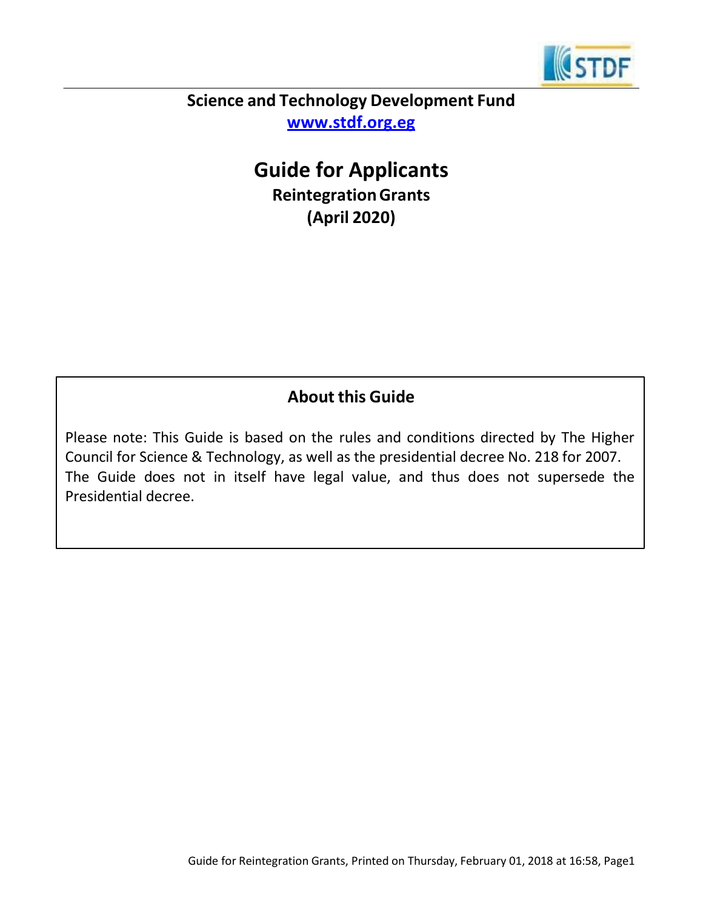**Science and Technology Development Fund**

[www.stdf.org.eg](http://www.stdf.org.eg)

# Guide for Applicants

**Reintegration Grants**

**(April 2020)**

## About this Guide

Please note: This Guide is based on the rules and conditions directed by The Higher Council for Science & Technology, as well as the presidential decree No. 218 for 2007. The Guide does not in itself have legal value, and thus does not supersede the Presidential decree.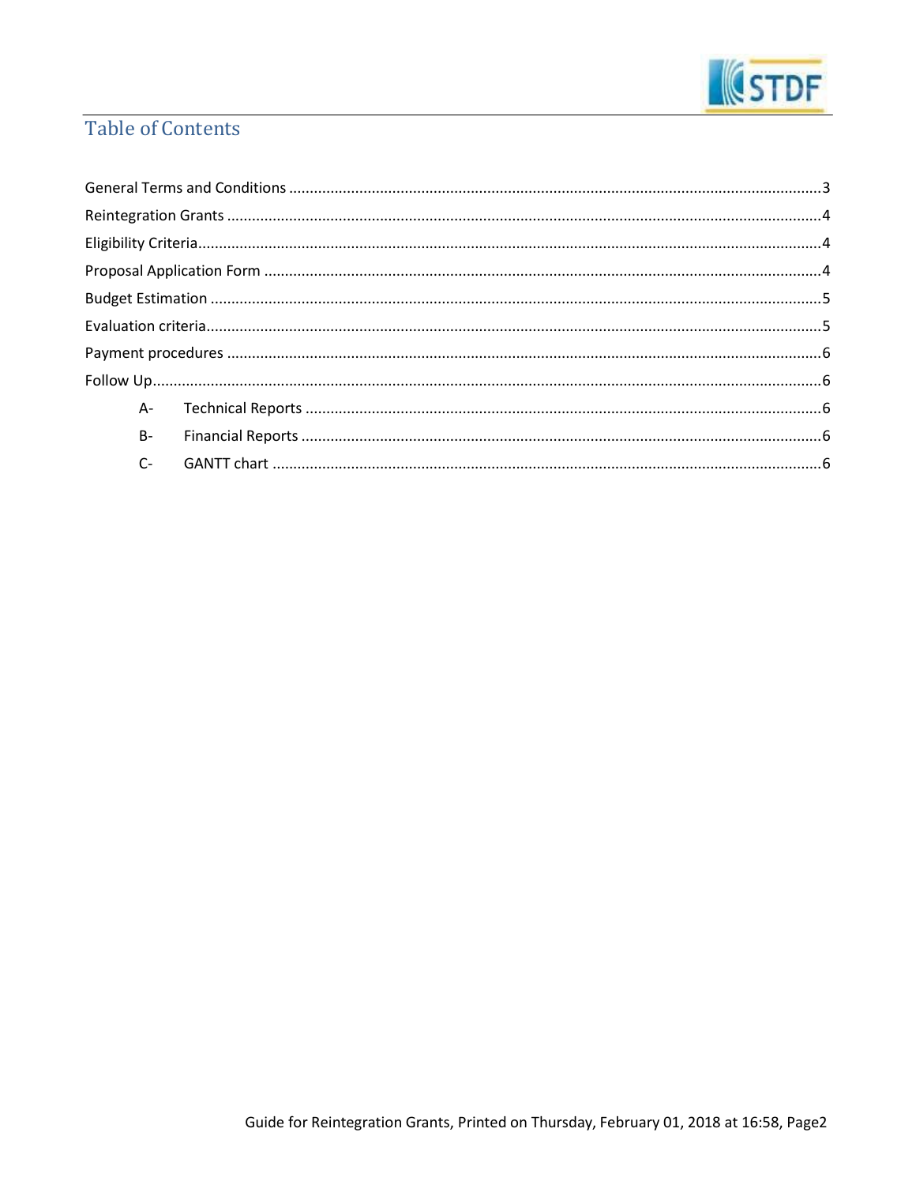## Table of Contents

General Terms and Conditions ................................................................................................................ 3

Reintegration Grants ................................................................................................................................ 4

Eligibility Criteria ...................................................................................................................................... 4

Proposal Application Form ....................................................................................................................... 4

Budget Estimation .................................................................................................................................... 5

Evaluation criteria ..................................................................................................................................... 5

Payment procedures ................................................................................................................................ 6

Follow Up .................................................................................................................................................. 6

- A- Technical Reports .............................................................................................................................. 6
- B- Financial Reports .............................................................................................................................. 6
- C- GANTT chart ...................................................................................................................................... 6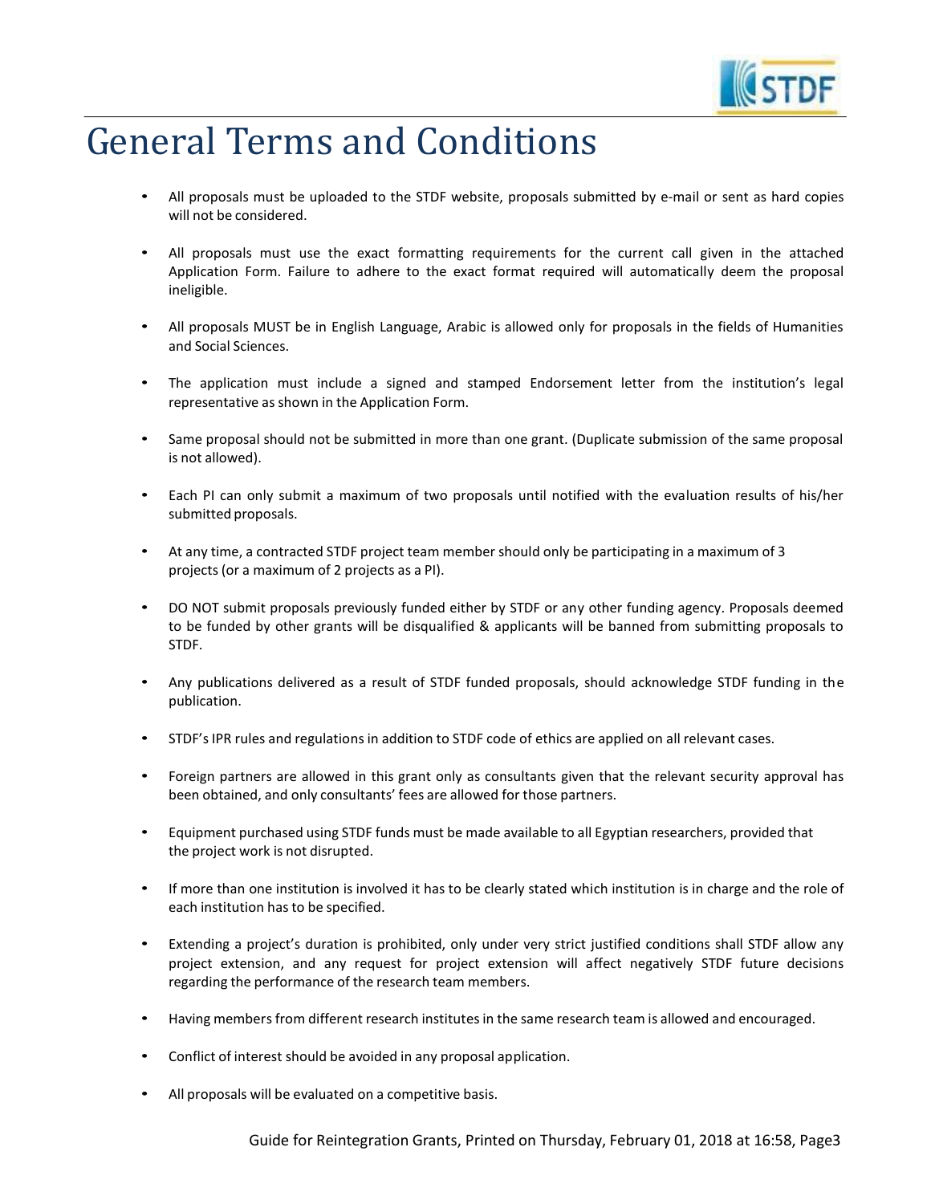# General Terms and Conditions

- All proposals must be uploaded to the STDF website, proposals submitted by e-mail or sent as hard copies will not be considered.

- All proposals must use the exact formatting requirements for the current call given in the attached Application Form. Failure to adhere to the exact format required will automatically deem the proposal ineligible.

- All proposals MUST be in English Language, Arabic is allowed only for proposals in the fields of Humanities and Social Sciences.

- The application must include a signed and stamped Endorsement letter from the institution's legal representative as shown in the Application Form.

- Same proposal should not be submitted in more than one grant. (Duplicate submission of the same proposal is not allowed).

- Each PI can only submit a maximum of two proposals until notified with the evaluation results of his/her submitted proposals.

- At any time, a contracted STDF project team member should only be participating in a maximum of 3 projects (or a maximum of 2 projects as a PI).

- DO NOT submit proposals previously funded either by STDF or any other funding agency. Proposals deemed to be funded by other grants will be disqualified & applicants will be banned from submitting proposals to STDF.

- Any publications delivered as a result of STDF funded proposals, should acknowledge STDF funding in the publication.

- STDF's IPR rules and regulations in addition to STDF code of ethics are applied on all relevant cases.

- Foreign partners are allowed in this grant only as consultants given that the relevant security approval has been obtained, and only consultants' fees are allowed for those partners.

- Equipment purchased using STDF funds must be made available to all Egyptian researchers, provided that the project work is not disrupted.

- If more than one institution is involved it has to be clearly stated which institution is in charge and the role of each institution has to be specified.

- Extending a project's duration is prohibited, only under very strict justified conditions shall STDF allow any project extension, and any request for project extension will affect negatively STDF future decisions regarding the performance of the research team members.

- Having members from different research institutes in the same research team is allowed and encouraged.

- Conflict of interest should be avoided in any proposal application.

- All proposals will be evaluated on a competitive basis.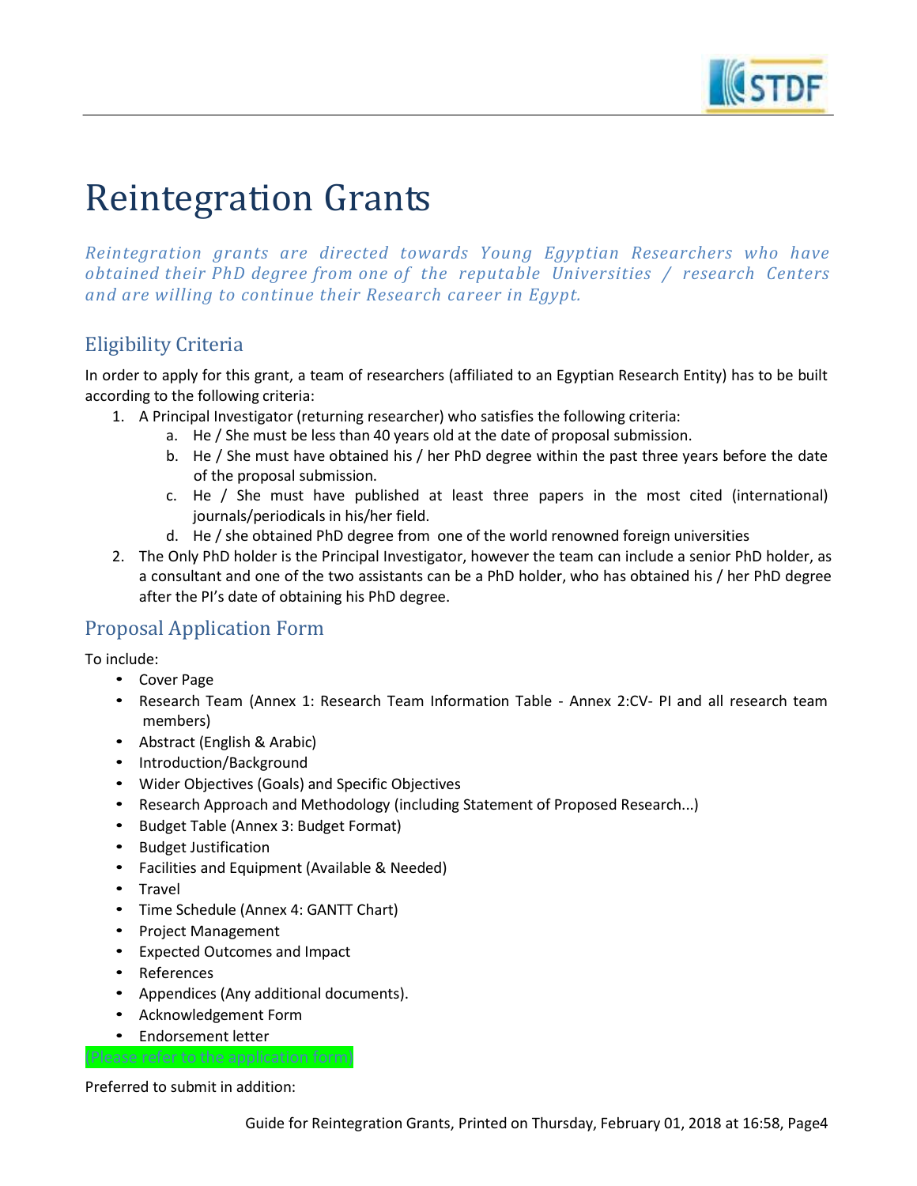# Reintegration Grants

*Reintegration grants are directed towards Young Egyptian Researchers who have obtained their PhD degree from one of the reputable Universities / research Centers and are willing to continue their Research career in Egypt.*

## Eligibility Criteria

In order to apply for this grant, a team of researchers (affiliated to an Egyptian Research Entity) has to be built according to the following criteria:

1. A Principal Investigator (returning researcher) who satisfies the following criteria:
   a. He / She must be less than 40 years old at the date of proposal submission.
   b. He / She must have obtained his / her PhD degree within the past three years before the date of the proposal submission.
   c. He / She must have published at least three papers in the most cited (international) journals/periodicals in his/her field.
   d. He / she obtained PhD degree from one of the world renowned foreign universities
2. The Only PhD holder is the Principal Investigator, however the team can include a senior PhD holder, as a consultant and one of the two assistants can be a PhD holder, who has obtained his / her PhD degree after the PI's date of obtaining his PhD degree.

## Proposal Application Form

To include:

- Cover Page
- Research Team (Annex 1: Research Team Information Table - Annex 2:CV- PI and all research team members)
- Abstract (English & Arabic)
- Introduction/Background
- Wider Objectives (Goals) and Specific Objectives
- Research Approach and Methodology (including Statement of Proposed Research...)
- Budget Table (Annex 3: Budget Format)
- Budget Justification
- Facilities and Equipment (Available & Needed)
- Travel
- Time Schedule (Annex 4: GANTT Chart)
- Project Management
- Expected Outcomes and Impact
- References
- Appendices (Any additional documents).
- Acknowledgement Form
- Endorsement letter

(Please refer to the application form)

Preferred to submit in addition: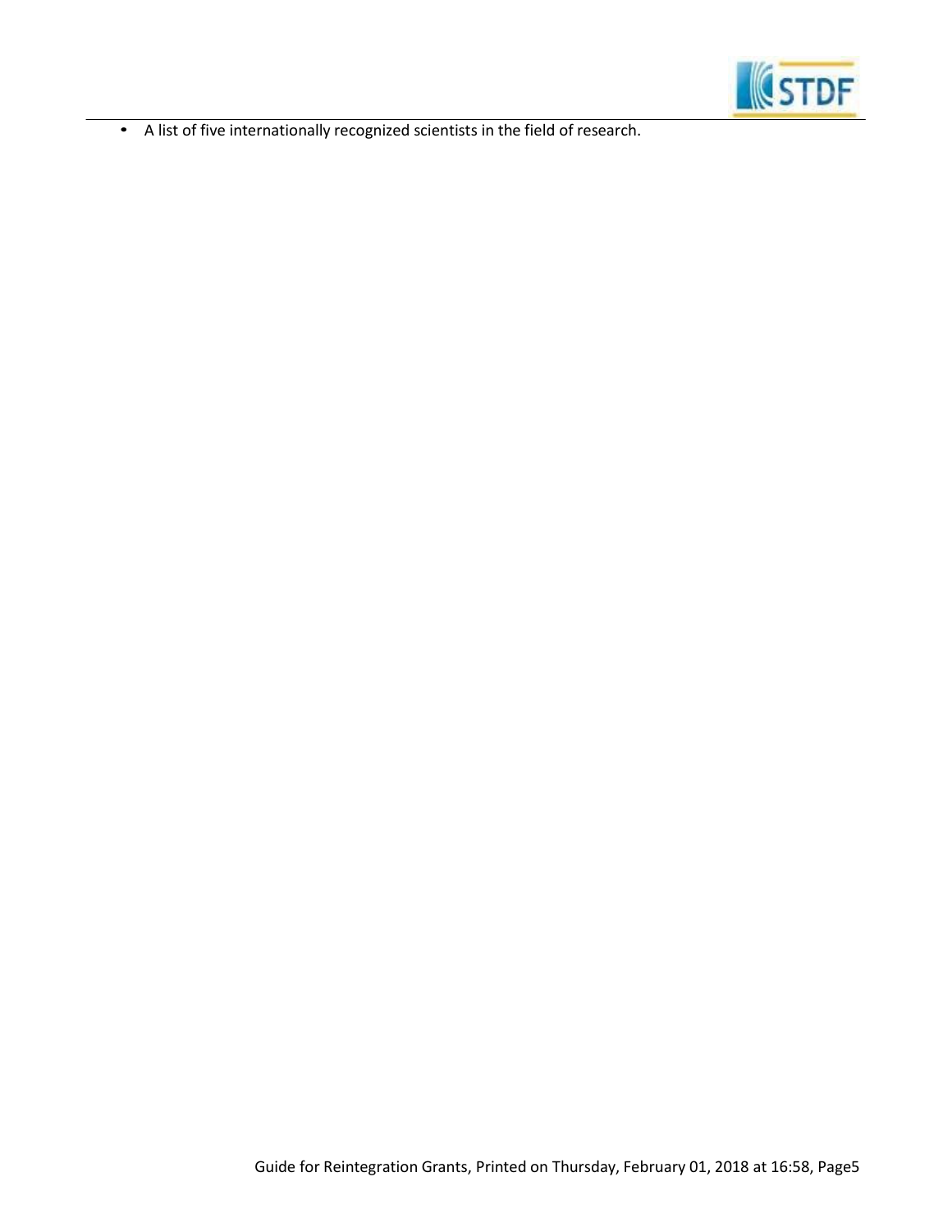- A list of five internationally recognized scientists in the field of research.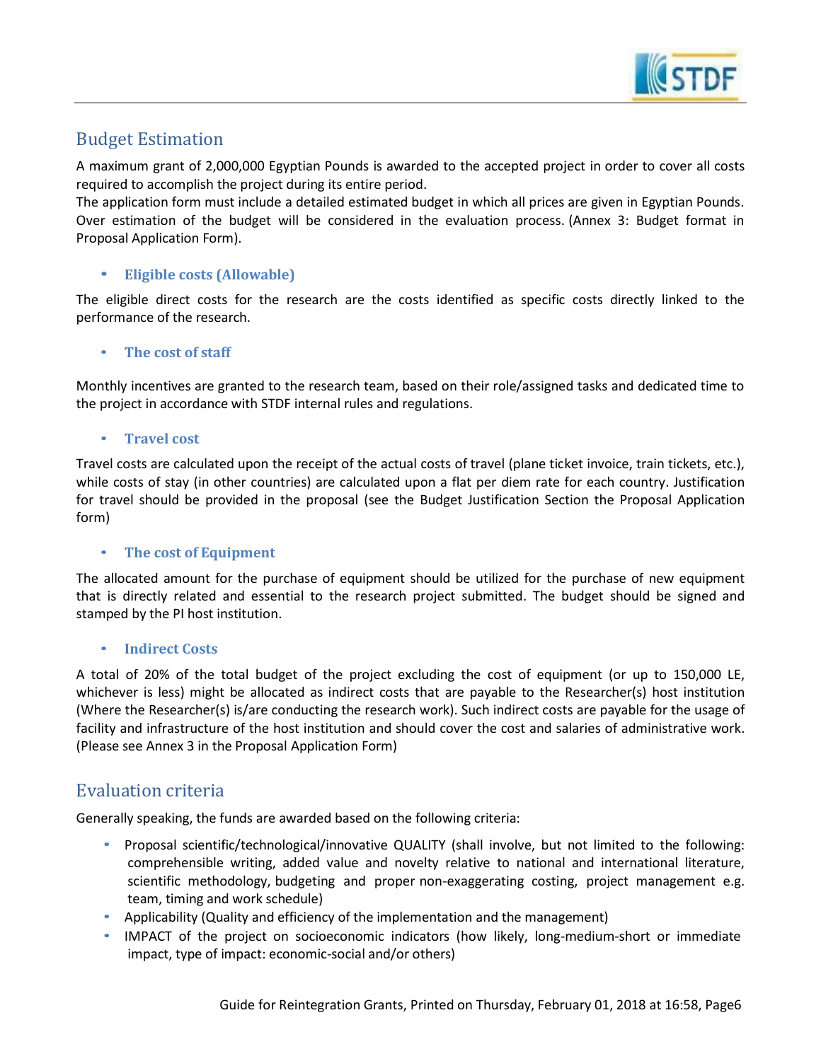## Budget Estimation

A maximum grant of 2,000,000 Egyptian Pounds is awarded to the accepted project in order to cover all costs required to accomplish the project during its entire period.
The application form must include a detailed estimated budget in which all prices are given in Egyptian Pounds. Over estimation of the budget will be considered in the evaluation process. (Annex 3: Budget format in Proposal Application Form).

- **Eligible costs (Allowable)**

The eligible direct costs for the research are the costs identified as specific costs directly linked to the performance of the research.

- **The cost of staff**

Monthly incentives are granted to the research team, based on their role/assigned tasks and dedicated time to the project in accordance with STDF internal rules and regulations.

- **Travel cost**

Travel costs are calculated upon the receipt of the actual costs of travel (plane ticket invoice, train tickets, etc.), while costs of stay (in other countries) are calculated upon a flat per diem rate for each country. Justification for travel should be provided in the proposal (see the Budget Justification Section the Proposal Application form)

- **The cost of Equipment**

The allocated amount for the purchase of equipment should be utilized for the purchase of new equipment that is directly related and essential to the research project submitted. The budget should be signed and stamped by the PI host institution.

- **Indirect Costs**

A total of 20% of the total budget of the project excluding the cost of equipment (or up to 150,000 LE, whichever is less) might be allocated as indirect costs that are payable to the Researcher(s) host institution (Where the Researcher(s) is/are conducting the research work). Such indirect costs are payable for the usage of facility and infrastructure of the host institution and should cover the cost and salaries of administrative work. (Please see Annex 3 in the Proposal Application Form)

## Evaluation criteria

Generally speaking, the funds are awarded based on the following criteria:

- Proposal scientific/technological/innovative QUALITY (shall involve, but not limited to the following: comprehensible writing, added value and novelty relative to national and international literature, scientific methodology, budgeting and proper non-exaggerating costing, project management e.g. team, timing and work schedule)
- Applicability (Quality and efficiency of the implementation and the management)
- IMPACT of the project on socioeconomic indicators (how likely, long-medium-short or immediate impact, type of impact: economic-social and/or others)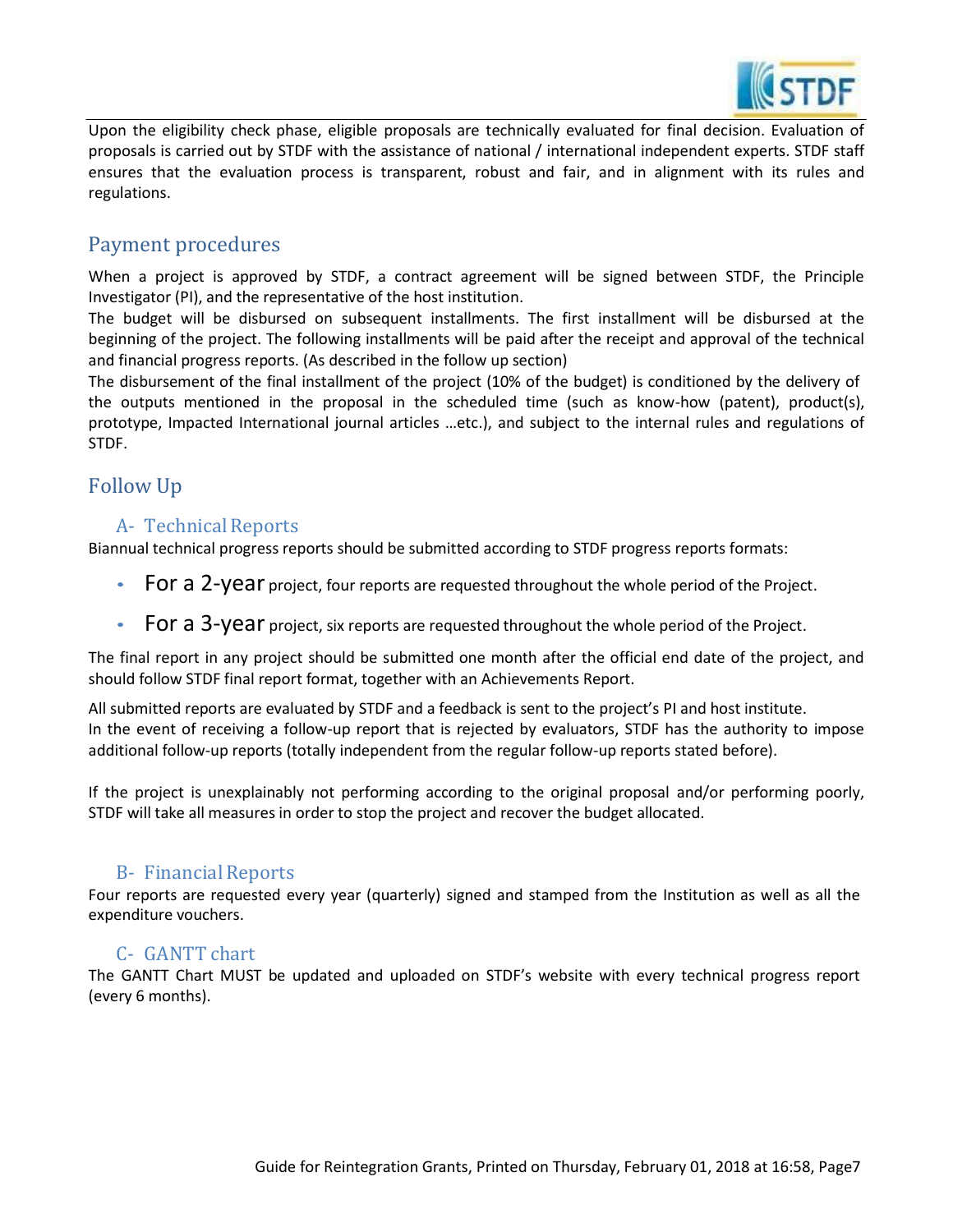Upon the eligibility check phase, eligible proposals are technically evaluated for final decision. Evaluation of proposals is carried out by STDF with the assistance of national / international independent experts. STDF staff ensures that the evaluation process is transparent, robust and fair, and in alignment with its rules and regulations.

## Payment procedures

When a project is approved by STDF, a contract agreement will be signed between STDF, the Principle Investigator (PI), and the representative of the host institution.
The budget will be disbursed on subsequent installments. The first installment will be disbursed at the beginning of the project. The following installments will be paid after the receipt and approval of the technical and financial progress reports. (As described in the follow up section)
The disbursement of the final installment of the project (10% of the budget) is conditioned by the delivery of the outputs mentioned in the proposal in the scheduled time (such as know-how (patent), product(s), prototype, Impacted International journal articles …etc.), and subject to the internal rules and regulations of STDF.

## Follow Up

### A- Technical Reports

Biannual technical progress reports should be submitted according to STDF progress reports formats:

- For a 2-year project, four reports are requested throughout the whole period of the Project.
- For a 3-year project, six reports are requested throughout the whole period of the Project.

The final report in any project should be submitted one month after the official end date of the project, and should follow STDF final report format, together with an Achievements Report.

All submitted reports are evaluated by STDF and a feedback is sent to the project's PI and host institute.
In the event of receiving a follow-up report that is rejected by evaluators, STDF has the authority to impose additional follow-up reports (totally independent from the regular follow-up reports stated before).

If the project is unexplainably not performing according to the original proposal and/or performing poorly, STDF will take all measures in order to stop the project and recover the budget allocated.

### B- Financial Reports

Four reports are requested every year (quarterly) signed and stamped from the Institution as well as all the expenditure vouchers.

### C- GANTT chart

The GANTT Chart MUST be updated and uploaded on STDF's website with every technical progress report (every 6 months).